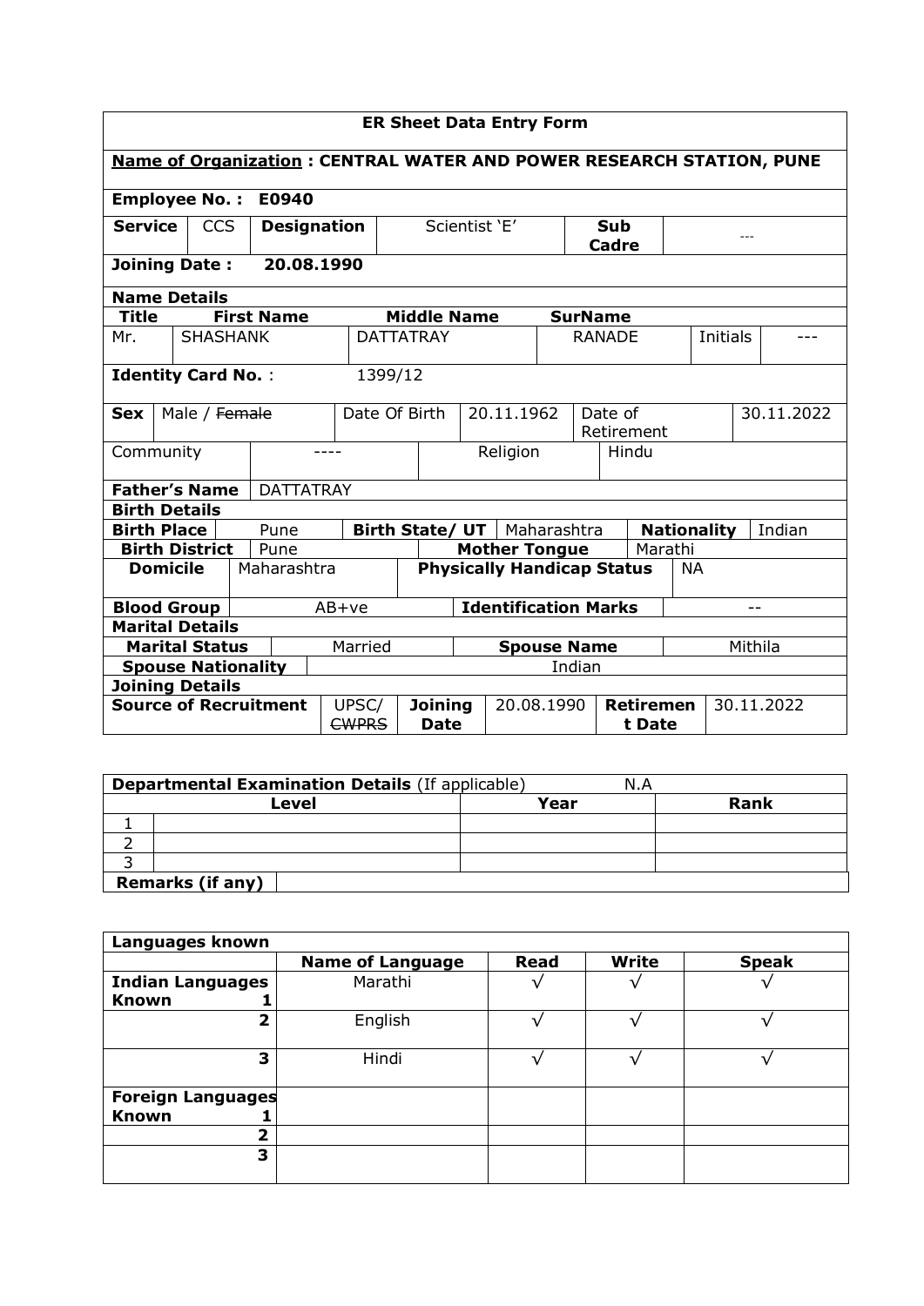# ER Sheet Data Entry Form

**Name of Organization : CENTRAL WATER AND POWER RESEARCH STATION, PUNE**

**Employee No. :** **E0940**

| **Service** | CCS | **Designation** | Scientist 'E' | **Sub Cadre** | --- |
|---|---|---|---|---|---|

**Joining Date :** **20.08.1990**

**Name Details**

| **Title** | **First Name** | **Middle Name** | **SurName** | | |
|---|---|---|---|---|---|
| Mr. | SHASHANK | DATTATRAY | RANADE | Initials | --- |

**Identity Card No.** : 1399/12

| **Sex** | Male / ~~Female~~ | Date Of Birth | 20.11.1962 | Date of Retirement | 30.11.2022 |
|---|---|---|---|---|---|

| Community | ---- | Religion | Hindu |
|---|---|---|---|

**Father's Name** DATTATRAY

**Birth Details**

| **Birth Place** | Pune | **Birth State/ UT** | Maharashtra | **Nationality** | Indian |
|---|---|---|---|---|---|
| **Birth District** | Pune | **Mother Tongue** | Marathi | | |
| **Domicile** | Maharashtra | **Physically Handicap Status** | NA | | |

| **Blood Group** | AB+ve | **Identification Marks** | -- |
|---|---|---|---|

**Marital Details**

| **Marital Status** | Married | **Spouse Name** | Mithila |
|---|---|---|---|
| **Spouse Nationality** | Indian | | |

**Joining Details**

| **Source of Recruitment** | UPSC/ ~~CWPRS~~ | **Joining Date** | 20.08.1990 | **Retirement Date** | 30.11.2022 |
|---|---|---|---|---|---|

**Departmental Examination Details** (If applicable) N.A

| | **Level** | **Year** | **Rank** |
|---|---|---|---|
| 1 | | | |
| 2 | | | |
| 3 | | | |
| **Remarks (if any)** | | | |

**Languages known**

| | **Name of Language** | **Read** | **Write** | **Speak** |
|---|---|---|---|---|
| **Indian Languages Known** 1 | Marathi | √ | √ | √ |
| 2 | English | √ | √ | √ |
| 3 | Hindi | √ | √ | √ |
| **Foreign Languages Known** 1 | | | | |
| 2 | | | | |
| 3 | | | | |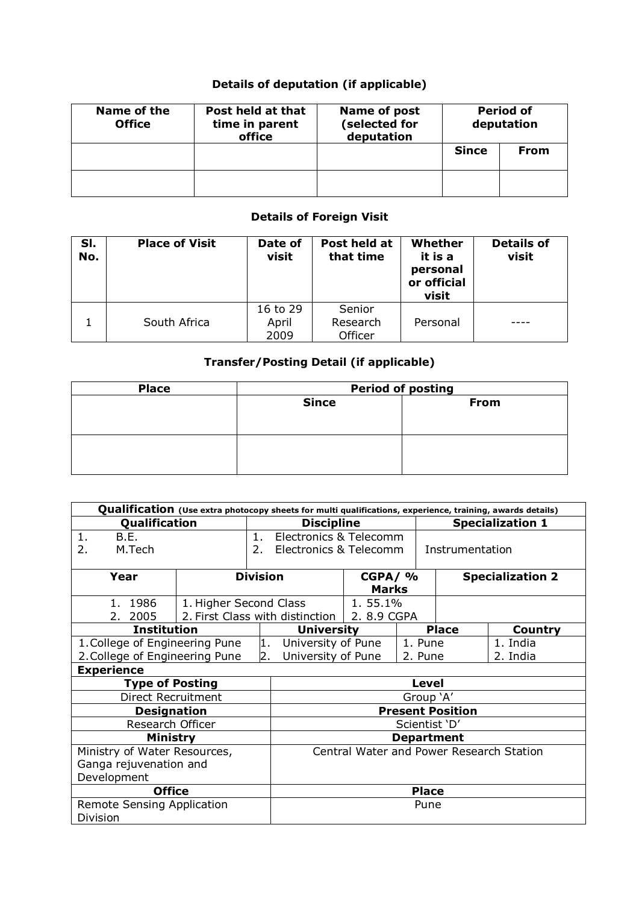## Details of deputation (if applicable)

| Name of the Office | Post held at that time in parent office | Name of post (selected for deputation | Period of deputation | |
|---|---|---|---|---|
| | | | Since | From |
| | | | | |

## Details of Foreign Visit

| Sl. No. | Place of Visit | Date of visit | Post held at that time | Whether it is a personal or official visit | Details of visit |
|---|---|---|---|---|---|
| 1 | South Africa | 16 to 29 April 2009 | Senior Research Officer | Personal | ---- |

## Transfer/Posting Detail (if applicable)

| Place | Period of posting | |
|---|---|---|
| | Since | From |
| | | |

| **Qualification** (Use extra photocopy sheets for multi qualifications, experience, training, awards details) | | | | | |
|---|---|---|---|---|---|
| **Qualification** | | **Discipline** | | **Specialization 1** | |
| 1. B.E.<br>2. M.Tech | | 1. Electronics & Telecomm<br>2. Electronics & Telecomm | | Instrumentation | |
| **Year** | **Division** | | **CGPA/ % Marks** | **Specialization 2** | |
| 1. 1986<br>2. 2005 | 1. Higher Second Class<br>2. First Class with distinction | | 1. 55.1%<br>2. 8.9 CGPA | | |
| **Institution** | | **University** | | **Place** | **Country** |
| 1. College of Engineering Pune<br>2. College of Engineering Pune | | 1. University of Pune<br>2. University of Pune | | 1. Pune<br>2. Pune | 1. India<br>2. India |
| **Experience** | | | | | |
| **Type of Posting** | | **Level** | | | |
| Direct Recruitment | | Group 'A' | | | |
| **Designation** | | **Present Position** | | | |
| Research Officer | | Scientist 'D' | | | |
| **Ministry** | | **Department** | | | |
| Ministry of Water Resources, Ganga rejuvenation and Development | | Central Water and Power Research Station | | | |
| **Office** | | **Place** | | | |
| Remote Sensing Application Division | | Pune | | | |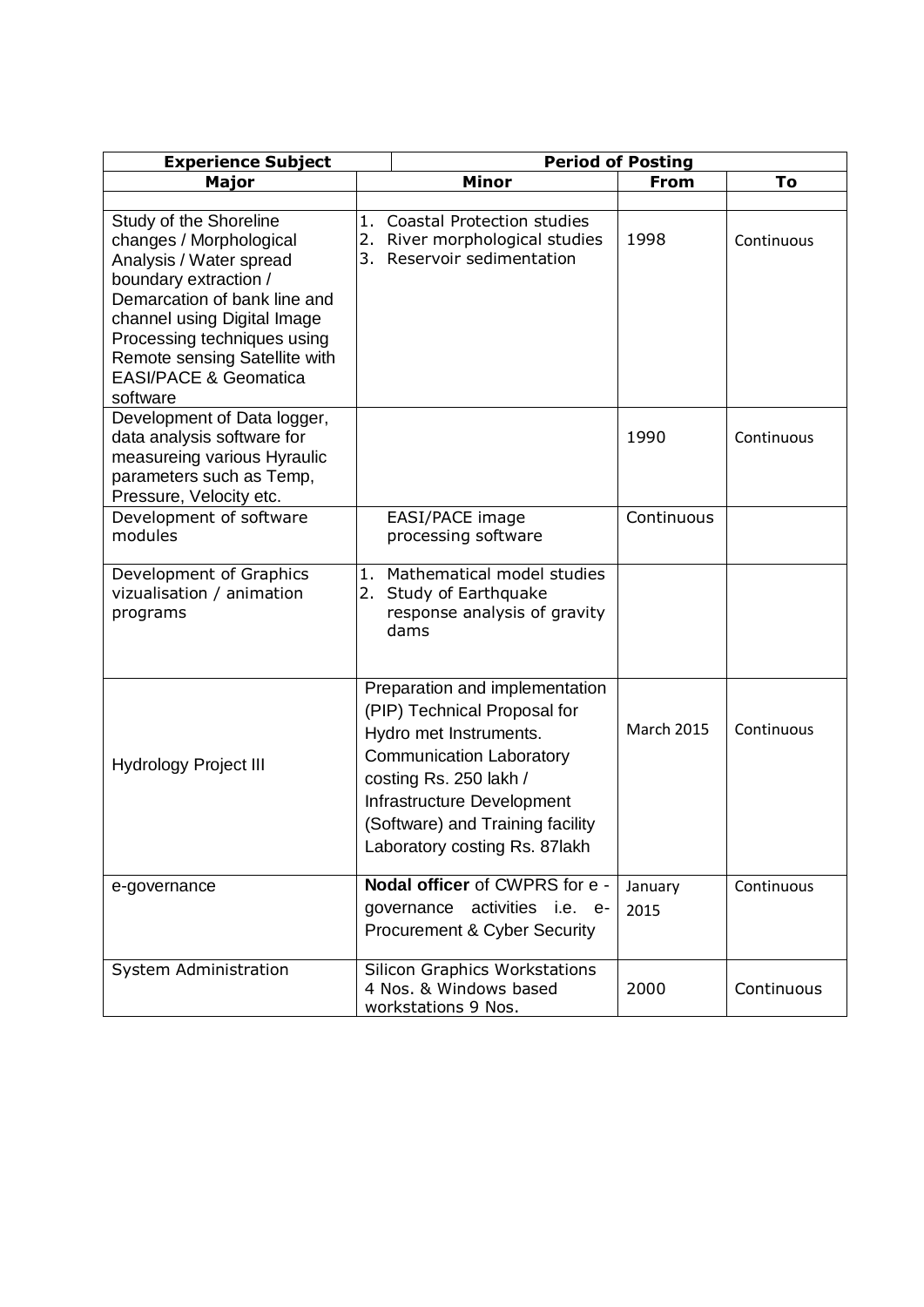| Experience Subject | | Period of Posting | |
|---|---|---|---|
| **Major** | **Minor** | **From** | **To** |
| | | | |
| Study of the Shoreline changes / Morphological Analysis / Water spread boundary extraction / Demarcation of bank line and channel using Digital Image Processing techniques using Remote sensing Satellite with EASI/PACE & Geomatica software | 1. Coastal Protection studies<br>2. River morphological studies<br>3. Reservoir sedimentation | 1998 | Continuous |
| Development of Data logger, data analysis software for measureing various Hyraulic parameters such as Temp, Pressure, Velocity etc. | | 1990 | Continuous |
| Development of software modules | EASI/PACE image processing software | Continuous | |
| Development of Graphics vizualisation / animation programs | 1. Mathematical model studies<br>2. Study of Earthquake response analysis of gravity dams | | |
| Hydrology Project III | Preparation and implementation (PIP) Technical Proposal for Hydro met Instruments. Communication Laboratory costing Rs. 250 lakh / Infrastructure Development (Software) and Training facility Laboratory costing Rs. 87lakh | March 2015 | Continuous |
| e-governance | **Nodal officer** of CWPRS for e - governance activities i.e. e-Procurement & Cyber Security | January 2015 | Continuous |
| System Administration | Silicon Graphics Workstations 4 Nos. & Windows based workstations 9 Nos. | 2000 | Continuous |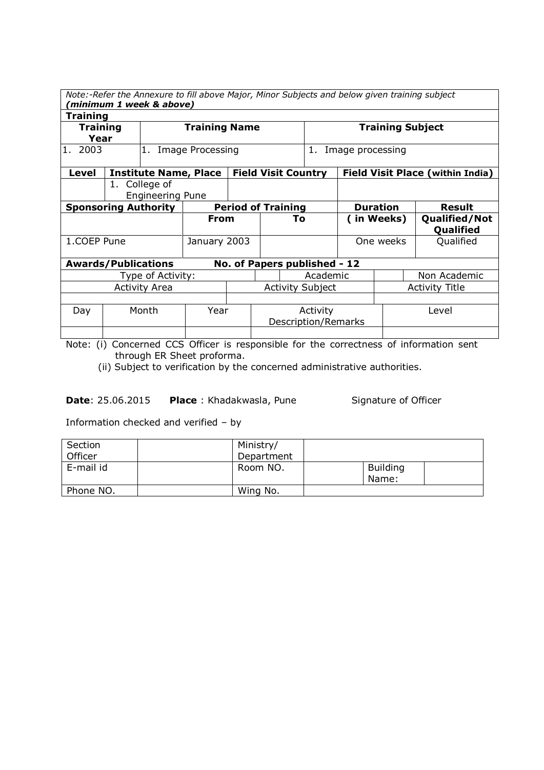*Note:-Refer the Annexure to fill above Major, Minor Subjects and below given training subject* ***(minimum 1 week & above)***

**Training**

| **Training Year** | **Training Name** | **Training Subject** |
|---|---|---|
| 1. 2003 | 1. Image Processing | 1. Image processing |

| **Level** | **Institute Name, Place** | **Field Visit Country** | **Field Visit Place (within India)** |
|---|---|---|---|
| | 1. College of Engineering Pune | | |

| **Sponsoring Authority** | **Period of Training** | | **Duration** | **Result** |
|---|---|---|---|---|
| | **From** | **To** | **( in Weeks)** | **Qualified/Not Qualified** |
| 1.COEP Pune | January 2003 | | One weeks | Qualified |

**Awards/Publications No. of Papers published - 12**

| Type of Activity: | | Academic | | Non Academic |
|---|---|---|---|---|

| Activity Area | Activity Subject | Activity Title |
|---|---|---|
| | | |

| Day | Month | Year | Activity Description/Remarks | Level |
|---|---|---|---|---|
| | | | | |

Note: (i) Concerned CCS Officer is responsible for the correctness of information sent through ER Sheet proforma.

(ii) Subject to verification by the concerned administrative authorities.

**Date**: 25.06.2015 **Place** : Khadakwasla, Pune Signature of Officer

Information checked and verified – by

| | | | | | |
|---|---|---|---|---|---|
| Section Officer | | Ministry/ Department | | | |
| E-mail id | | Room NO. | | Building Name: | |
| Phone NO. | | Wing No. | | | |